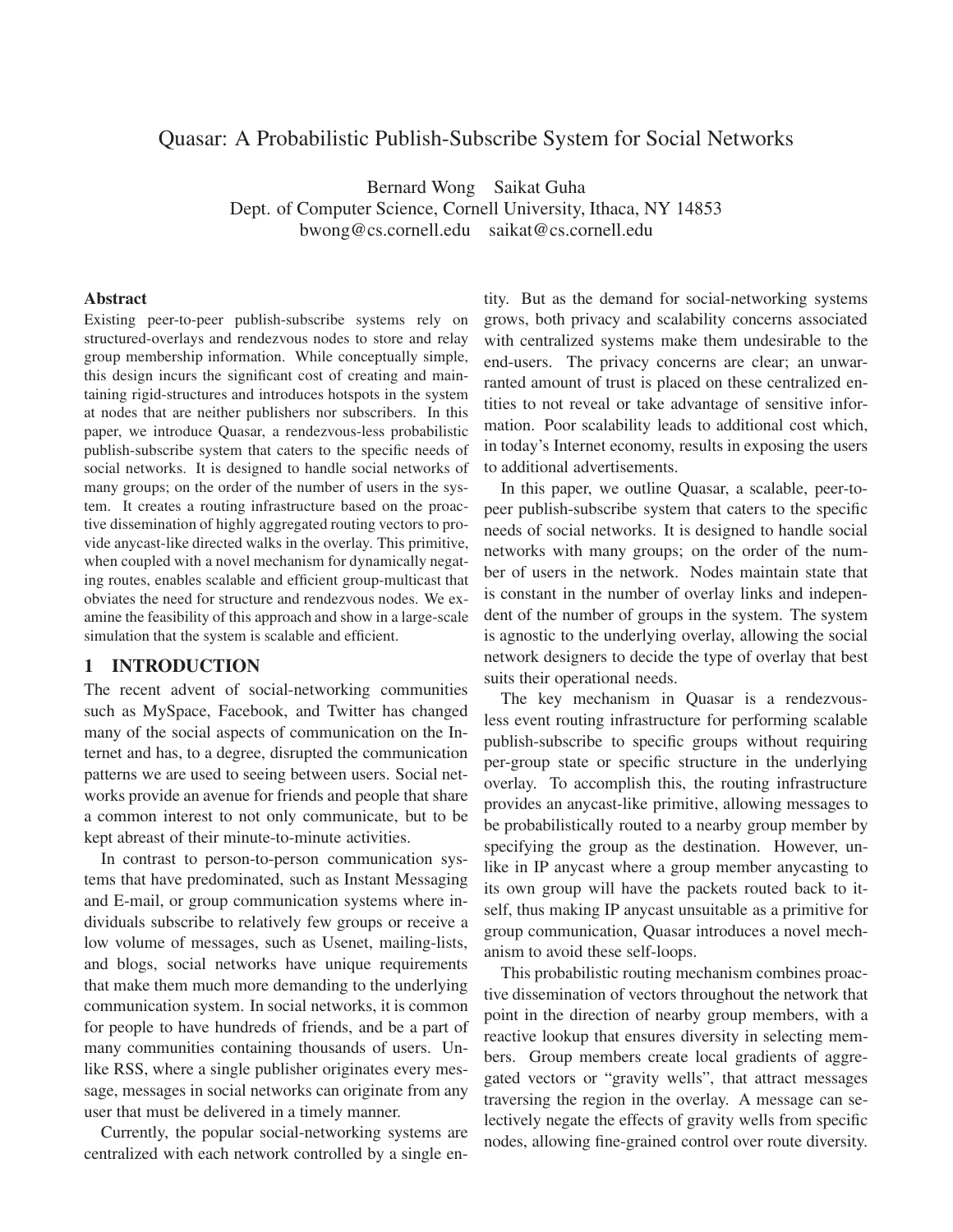# Quasar: A Probabilistic Publish-Subscribe System for Social Networks

Bernard Wong Saikat Guha
Dept. of Computer Science, Cornell University, Ithaca, NY 14853
bwong@cs.cornell.edu saikat@cs.cornell.edu

## Abstract

Existing peer-to-peer publish-subscribe systems rely on structured-overlays and rendezvous nodes to store and relay group membership information. While conceptually simple, this design incurs the significant cost of creating and maintaining rigid-structures and introduces hotspots in the system at nodes that are neither publishers nor subscribers. In this paper, we introduce Quasar, a rendezvous-less probabilistic publish-subscribe system that caters to the specific needs of social networks. It is designed to handle social networks of many groups; on the order of the number of users in the system. It creates a routing infrastructure based on the proactive dissemination of highly aggregated routing vectors to provide anycast-like directed walks in the overlay. This primitive, when coupled with a novel mechanism for dynamically negating routes, enables scalable and efficient group-multicast that obviates the need for structure and rendezvous nodes. We examine the feasibility of this approach and show in a large-scale simulation that the system is scalable and efficient.

## 1 INTRODUCTION

The recent advent of social-networking communities such as MySpace, Facebook, and Twitter has changed many of the social aspects of communication on the Internet and has, to a degree, disrupted the communication patterns we are used to seeing between users. Social networks provide an avenue for friends and people that share a common interest to not only communicate, but to be kept abreast of their minute-to-minute activities.

In contrast to person-to-person communication systems that have predominated, such as Instant Messaging and E-mail, or group communication systems where individuals subscribe to relatively few groups or receive a low volume of messages, such as Usenet, mailing-lists, and blogs, social networks have unique requirements that make them much more demanding to the underlying communication system. In social networks, it is common for people to have hundreds of friends, and be a part of many communities containing thousands of users. Unlike RSS, where a single publisher originates every message, messages in social networks can originate from any user that must be delivered in a timely manner.

Currently, the popular social-networking systems are centralized with each network controlled by a single entity. But as the demand for social-networking systems grows, both privacy and scalability concerns associated with centralized systems make them undesirable to the end-users. The privacy concerns are clear; an unwarranted amount of trust is placed on these centralized entities to not reveal or take advantage of sensitive information. Poor scalability leads to additional cost which, in today's Internet economy, results in exposing the users to additional advertisements.

In this paper, we outline Quasar, a scalable, peer-to-peer publish-subscribe system that caters to the specific needs of social networks. It is designed to handle social networks with many groups; on the order of the number of users in the network. Nodes maintain state that is constant in the number of overlay links and independent of the number of groups in the system. The system is agnostic to the underlying overlay, allowing the social network designers to decide the type of overlay that best suits their operational needs.

The key mechanism in Quasar is a rendezvous-less event routing infrastructure for performing scalable publish-subscribe to specific groups without requiring per-group state or specific structure in the underlying overlay. To accomplish this, the routing infrastructure provides an anycast-like primitive, allowing messages to be probabilistically routed to a nearby group member by specifying the group as the destination. However, unlike in IP anycast where a group member anycasting to its own group will have the packets routed back to itself, thus making IP anycast unsuitable as a primitive for group communication, Quasar introduces a novel mechanism to avoid these self-loops.

This probabilistic routing mechanism combines proactive dissemination of vectors throughout the network that point in the direction of nearby group members, with a reactive lookup that ensures diversity in selecting members. Group members create local gradients of aggregated vectors or "gravity wells", that attract messages traversing the region in the overlay. A message can selectively negate the effects of gravity wells from specific nodes, allowing fine-grained control over route diversity.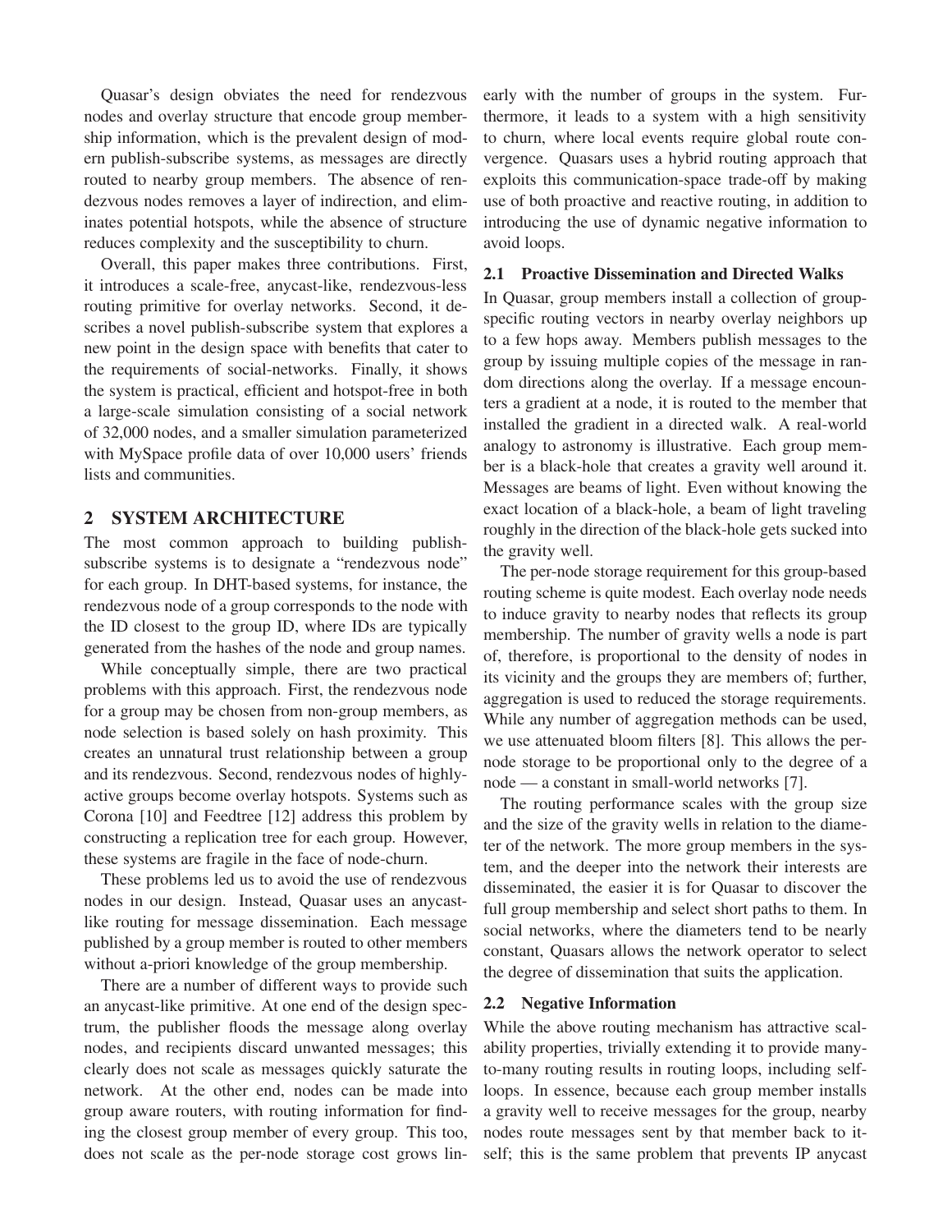Quasar's design obviates the need for rendezvous nodes and overlay structure that encode group membership information, which is the prevalent design of modern publish-subscribe systems, as messages are directly routed to nearby group members. The absence of rendezvous nodes removes a layer of indirection, and eliminates potential hotspots, while the absence of structure reduces complexity and the susceptibility to churn.

Overall, this paper makes three contributions. First, it introduces a scale-free, anycast-like, rendezvous-less routing primitive for overlay networks. Second, it describes a novel publish-subscribe system that explores a new point in the design space with benefits that cater to the requirements of social-networks. Finally, it shows the system is practical, efficient and hotspot-free in both a large-scale simulation consisting of a social network of 32,000 nodes, and a smaller simulation parameterized with MySpace profile data of over 10,000 users' friends lists and communities.

## 2 SYSTEM ARCHITECTURE

The most common approach to building publish-subscribe systems is to designate a "rendezvous node" for each group. In DHT-based systems, for instance, the rendezvous node of a group corresponds to the node with the ID closest to the group ID, where IDs are typically generated from the hashes of the node and group names.

While conceptually simple, there are two practical problems with this approach. First, the rendezvous node for a group may be chosen from non-group members, as node selection is based solely on hash proximity. This creates an unnatural trust relationship between a group and its rendezvous. Second, rendezvous nodes of highly-active groups become overlay hotspots. Systems such as Corona [10] and Feedtree [12] address this problem by constructing a replication tree for each group. However, these systems are fragile in the face of node-churn.

These problems led us to avoid the use of rendezvous nodes in our design. Instead, Quasar uses an anycast-like routing for message dissemination. Each message published by a group member is routed to other members without a-priori knowledge of the group membership.

There are a number of different ways to provide such an anycast-like primitive. At one end of the design spectrum, the publisher floods the message along overlay nodes, and recipients discard unwanted messages; this clearly does not scale as messages quickly saturate the network. At the other end, nodes can be made into group aware routers, with routing information for finding the closest group member of every group. This too, does not scale as the per-node storage cost grows linearly with the number of groups in the system. Furthermore, it leads to a system with a high sensitivity to churn, where local events require global route convergence. Quasars uses a hybrid routing approach that exploits this communication-space trade-off by making use of both proactive and reactive routing, in addition to introducing the use of dynamic negative information to avoid loops.

### 2.1 Proactive Dissemination and Directed Walks

In Quasar, group members install a collection of group-specific routing vectors in nearby overlay neighbors up to a few hops away. Members publish messages to the group by issuing multiple copies of the message in random directions along the overlay. If a message encounters a gradient at a node, it is routed to the member that installed the gradient in a directed walk. A real-world analogy to astronomy is illustrative. Each group member is a black-hole that creates a gravity well around it. Messages are beams of light. Even without knowing the exact location of a black-hole, a beam of light traveling roughly in the direction of the black-hole gets sucked into the gravity well.

The per-node storage requirement for this group-based routing scheme is quite modest. Each overlay node needs to induce gravity to nearby nodes that reflects its group membership. The number of gravity wells a node is part of, therefore, is proportional to the density of nodes in its vicinity and the groups they are members of; further, aggregation is used to reduced the storage requirements. While any number of aggregation methods can be used, we use attenuated bloom filters [8]. This allows the per-node storage to be proportional only to the degree of a node — a constant in small-world networks [7].

The routing performance scales with the group size and the size of the gravity wells in relation to the diameter of the network. The more group members in the system, and the deeper into the network their interests are disseminated, the easier it is for Quasar to discover the full group membership and select short paths to them. In social networks, where the diameters tend to be nearly constant, Quasars allows the network operator to select the degree of dissemination that suits the application.

### 2.2 Negative Information

While the above routing mechanism has attractive scalability properties, trivially extending it to provide many-to-many routing results in routing loops, including self-loops. In essence, because each group member installs a gravity well to receive messages for the group, nearby nodes route messages sent by that member back to itself; this is the same problem that prevents IP anycast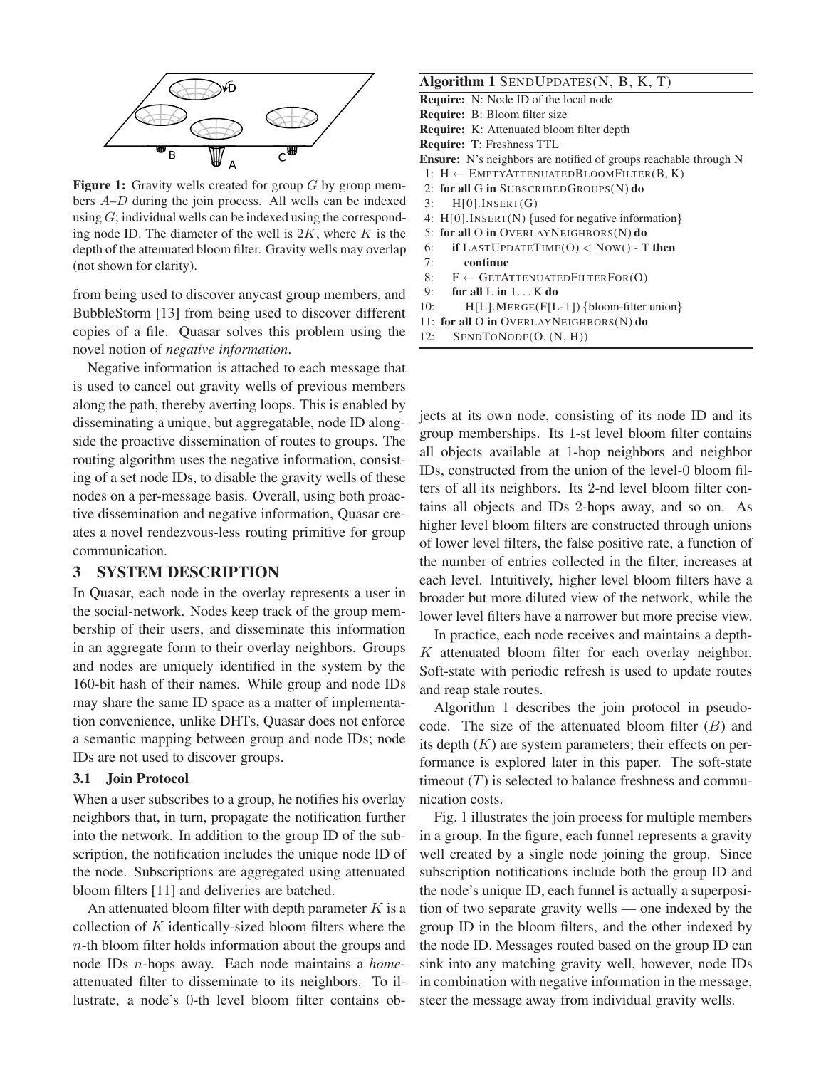**Figure 1:** Gravity wells created for group $G$ by group members $A$–$D$ during the join process. All wells can be indexed using $G$; individual wells can be indexed using the corresponding node ID. The diameter of the well is $2K$, where $K$ is the depth of the attenuated bloom filter. Gravity wells may overlap (not shown for clarity).

from being used to discover anycast group members, and BubbleStorm [13] from being used to discover different copies of a file. Quasar solves this problem using the novel notion of *negative information*.

Negative information is attached to each message that is used to cancel out gravity wells of previous members along the path, thereby averting loops. This is enabled by disseminating a unique, but aggregatable, node ID alongside the proactive dissemination of routes to groups. The routing algorithm uses the negative information, consisting of a set node IDs, to disable the gravity wells of these nodes on a per-message basis. Overall, using both proactive dissemination and negative information, Quasar creates a novel rendezvous-less routing primitive for group communication.

## 3 SYSTEM DESCRIPTION

In Quasar, each node in the overlay represents a user in the social-network. Nodes keep track of the group membership of their users, and disseminate this information in an aggregate form to their overlay neighbors. Groups and nodes are uniquely identified in the system by the 160-bit hash of their names. While group and node IDs may share the same ID space as a matter of implementation convenience, unlike DHTs, Quasar does not enforce a semantic mapping between group and node IDs; node IDs are not used to discover groups.

### 3.1 Join Protocol

When a user subscribes to a group, he notifies his overlay neighbors that, in turn, propagate the notification further into the network. In addition to the group ID of the subscription, the notification includes the unique node ID of the node. Subscriptions are aggregated using attenuated bloom filters [11] and deliveries are batched.

An attenuated bloom filter with depth parameter $K$ is a collection of $K$ identically-sized bloom filters where the $n$-th bloom filter holds information about the groups and node IDs $n$-hops away. Each node maintains a *home*-attenuated filter to disseminate to its neighbors. To illustrate, a node's 0-th level bloom filter contains objects at its own node, consisting of its node ID and its group memberships. Its 1-st level bloom filter contains all objects available at 1-hop neighbors and neighbor IDs, constructed from the union of the level-0 bloom filters of all its neighbors. Its 2-nd level bloom filter contains all objects and IDs 2-hops away, and so on. As higher level bloom filters are constructed through unions of lower level filters, the false positive rate, a function of the number of entries collected in the filter, increases at each level. Intuitively, higher level bloom filters have a broader but more diluted view of the network, while the lower level filters have a narrower but more precise view.

In practice, each node receives and maintains a depth-$K$ attenuated bloom filter for each overlay neighbor. Soft-state with periodic refresh is used to update routes and reap stale routes.

**Algorithm 1** SENDUPDATES(N, B, K, T)

```
Require: N: Node ID of the local node
Require: B: Bloom filter size
Require: K: Attenuated bloom filter depth
Require: T: Freshness TTL
Ensure: N's neighbors are notified of groups reachable through N
 1: H ← EMPTYATTENUATEDBLOOMFILTER(B, K)
 2: for all G in SUBSCRIBEDGROUPS(N) do
 3:    H[0].INSERT(G)
 4: H[0].INSERT(N) {used for negative information}
 5: for all O in OVERLAYNEIGHBORS(N) do
 6:    if LASTUPDATETIME(O) < NOW() - T then
 7:       continue
 8:    F ← GETATTENUATEDFILTERFOR(O)
 9:    for all L in 1...K do
10:       H[L].MERGE(F[L-1]) {bloom-filter union}
11: for all O in OVERLAYNEIGHBORS(N) do
12:    SENDTONODE(O, (N, H))
```

Algorithm 1 describes the join protocol in pseudocode. The size of the attenuated bloom filter ($B$) and its depth ($K$) are system parameters; their effects on performance is explored later in this paper. The soft-state timeout ($T$) is selected to balance freshness and communication costs.

Fig. 1 illustrates the join process for multiple members in a group. In the figure, each funnel represents a gravity well created by a single node joining the group. Since subscription notifications include both the group ID and the node's unique ID, each funnel is actually a superposition of two separate gravity wells — one indexed by the group ID in the bloom filters, and the other indexed by the node ID. Messages routed based on the group ID can sink into any matching gravity well, however, node IDs in combination with negative information in the message, steer the message away from individual gravity wells.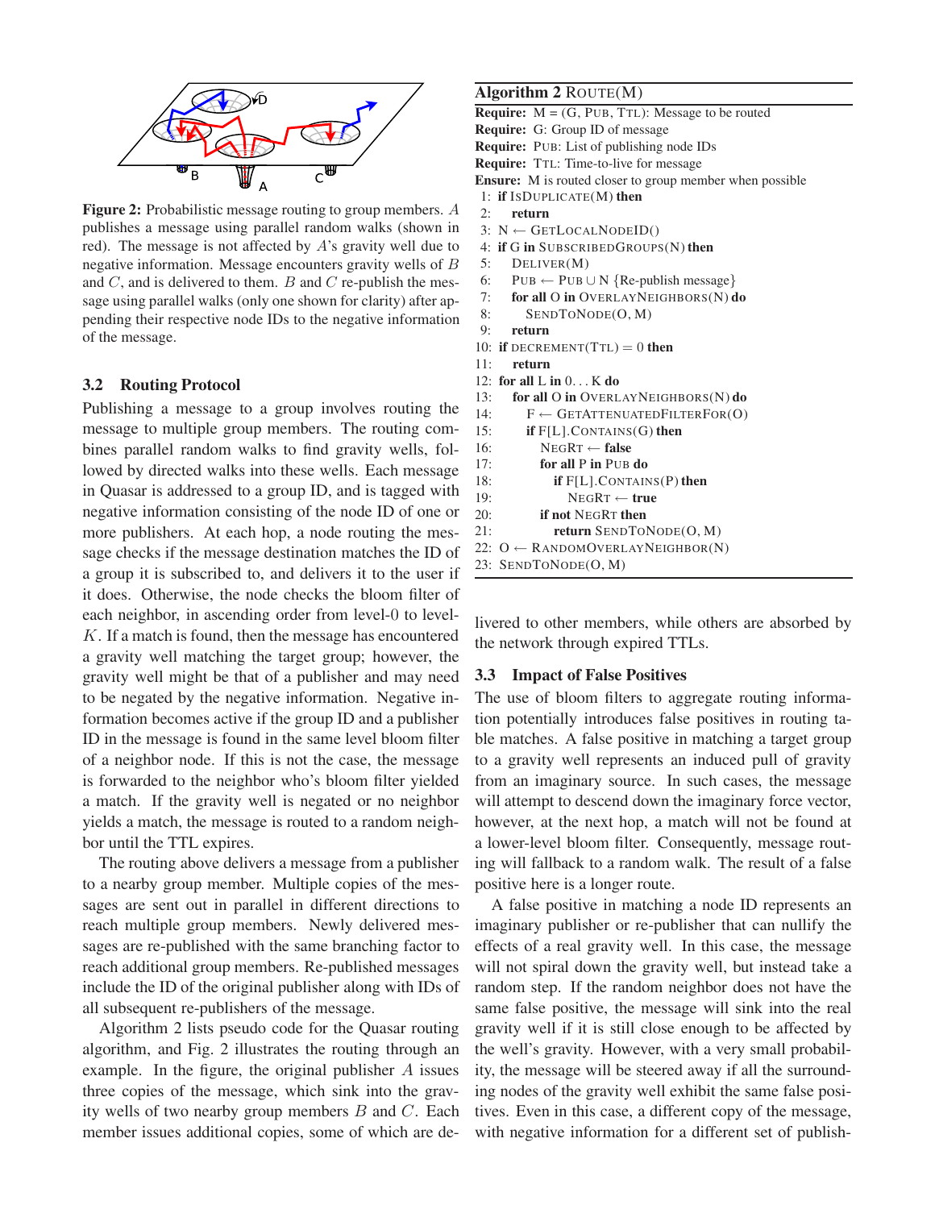Figure 2: Probabilistic message routing to group members. $A$ publishes a message using parallel random walks (shown in red). The message is not affected by $A$'s gravity well due to negative information. Message encounters gravity wells of $B$ and $C$, and is delivered to them. $B$ and $C$ re-publish the message using parallel walks (only one shown for clarity) after appending their respective node IDs to the negative information of the message.

### 3.2 Routing Protocol

Publishing a message to a group involves routing the message to multiple group members. The routing combines parallel random walks to find gravity wells, followed by directed walks into these wells. Each message in Quasar is addressed to a group ID, and is tagged with negative information consisting of the node ID of one or more publishers. At each hop, a node routing the message checks if the message destination matches the ID of a group it is subscribed to, and delivers it to the user if it does. Otherwise, the node checks the bloom filter of each neighbor, in ascending order from level-0 to level-$K$. If a match is found, then the message has encountered a gravity well matching the target group; however, the gravity well might be that of a publisher and may need to be negated by the negative information. Negative information becomes active if the group ID and a publisher ID in the message is found in the same level bloom filter of a neighbor node. If this is not the case, the message is forwarded to the neighbor who's bloom filter yielded a match. If the gravity well is negated or no neighbor yields a match, the message is routed to a random neighbor until the TTL expires.

The routing above delivers a message from a publisher to a nearby group member. Multiple copies of the messages are sent out in parallel in different directions to reach multiple group members. Newly delivered messages are re-published with the same branching factor to reach additional group members. Re-published messages include the ID of the original publisher along with IDs of all subsequent re-publishers of the message.

Algorithm 2 lists pseudo code for the Quasar routing algorithm, and Fig. 2 illustrates the routing through an example. In the figure, the original publisher $A$ issues three copies of the message, which sink into the gravity wells of two nearby group members $B$ and $C$. Each member issues additional copies, some of which are delivered to other members, while others are absorbed by the network through expired TTLs.

**Algorithm 2** ROUTE(M)

```
Require: M = (G, PUB, TTL): Message to be routed
Require: G: Group ID of message
Require: PUB: List of publishing node IDs
Require: TTL: Time-to-live for message
Ensure: M is routed closer to group member when possible
 1: if ISDUPLICATE(M) then
 2:     return
 3: N ← GETLOCALNODEID()
 4: if G in SUBSCRIBEDGROUPS(N) then
 5:     DELIVER(M)
 6:     PUB ← PUB ∪ N {Re-publish message}
 7:     for all O in OVERLAYNEIGHBORS(N) do
 8:         SENDTONODE(O, M)
 9:     return
10: if DECREMENT(TTL) = 0 then
11:     return
12: for all L in 0...K do
13:     for all O in OVERLAYNEIGHBORS(N) do
14:         F ← GETATTENUATEDFILTERFOR(O)
15:         if F[L].CONTAINS(G) then
16:             NEGRT ← false
17:             for all P in PUB do
18:                 if F[L].CONTAINS(P) then
19:                     NEGRT ← true
20:             if not NEGRT then
21:                 return SENDTONODE(O, M)
22: O ← RANDOMOVERLAYNEIGHBOR(N)
23: SENDTONODE(O, M)
```

### 3.3 Impact of False Positives

The use of bloom filters to aggregate routing information potentially introduces false positives in routing table matches. A false positive in matching a target group to a gravity well represents an induced pull of gravity from an imaginary source. In such cases, the message will attempt to descend down the imaginary force vector, however, at the next hop, a match will not be found at a lower-level bloom filter. Consequently, message routing will fallback to a random walk. The result of a false positive here is a longer route.

A false positive in matching a node ID represents an imaginary publisher or re-publisher that can nullify the effects of a real gravity well. In this case, the message will not spiral down the gravity well, but instead take a random step. If the random neighbor does not have the same false positive, the message will sink into the real gravity well if it is still close enough to be affected by the well's gravity. However, with a very small probability, the message will be steered away if all the surrounding nodes of the gravity well exhibit the same false positives. Even in this case, a different copy of the message, with negative information for a different set of publish-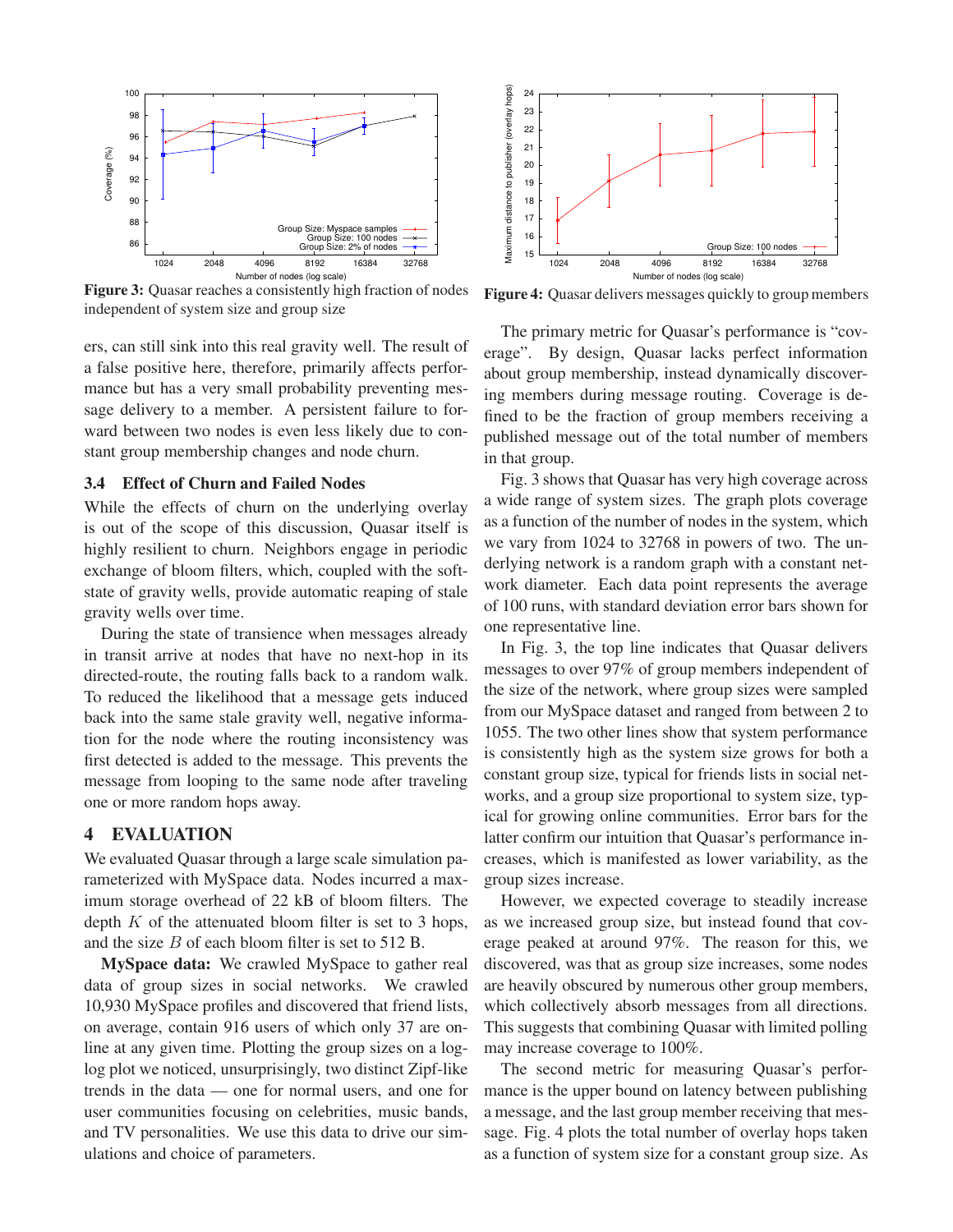**Figure 3:** Quasar reaches a consistently high fraction of nodes independent of system size and group size

**Figure 4:** Quasar delivers messages quickly to group members

ers, can still sink into this real gravity well. The result of a false positive here, therefore, primarily affects performance but has a very small probability preventing message delivery to a member. A persistent failure to forward between two nodes is even less likely due to constant group membership changes and node churn.

### 3.4 Effect of Churn and Failed Nodes

While the effects of churn on the underlying overlay is out of the scope of this discussion, Quasar itself is highly resilient to churn. Neighbors engage in periodic exchange of bloom filters, which, coupled with the soft-state of gravity wells, provide automatic reaping of stale gravity wells over time.

During the state of transience when messages already in transit arrive at nodes that have no next-hop in its directed-route, the routing falls back to a random walk. To reduced the likelihood that a message gets induced back into the same stale gravity well, negative information for the node where the routing inconsistency was first detected is added to the message. This prevents the message from looping to the same node after traveling one or more random hops away.

## 4 EVALUATION

We evaluated Quasar through a large scale simulation parameterized with MySpace data. Nodes incurred a maximum storage overhead of 22 kB of bloom filters. The depth $K$ of the attenuated bloom filter is set to 3 hops, and the size $B$ of each bloom filter is set to 512 B.

**MySpace data:** We crawled MySpace to gather real data of group sizes in social networks. We crawled 10,930 MySpace profiles and discovered that friend lists, on average, contain 916 users of which only 37 are online at any given time. Plotting the group sizes on a log-log plot we noticed, unsurprisingly, two distinct Zipf-like trends in the data — one for normal users, and one for user communities focusing on celebrities, music bands, and TV personalities. We use this data to drive our simulations and choice of parameters.

The primary metric for Quasar's performance is "coverage". By design, Quasar lacks perfect information about group membership, instead dynamically discovering members during message routing. Coverage is defined to be the fraction of group members receiving a published message out of the total number of members in that group.

Fig. 3 shows that Quasar has very high coverage across a wide range of system sizes. The graph plots coverage as a function of the number of nodes in the system, which we vary from 1024 to 32768 in powers of two. The underlying network is a random graph with a constant network diameter. Each data point represents the average of 100 runs, with standard deviation error bars shown for one representative line.

In Fig. 3, the top line indicates that Quasar delivers messages to over 97% of group members independent of the size of the network, where group sizes were sampled from our MySpace dataset and ranged from between 2 to 1055. The two other lines show that system performance is consistently high as the system size grows for both a constant group size, typical for friends lists in social networks, and a group size proportional to system size, typical for growing online communities. Error bars for the latter confirm our intuition that Quasar's performance increases, which is manifested as lower variability, as the group sizes increase.

However, we expected coverage to steadily increase as we increased group size, but instead found that coverage peaked at around 97%. The reason for this, we discovered, was that as group size increases, some nodes are heavily obscured by numerous other group members, which collectively absorb messages from all directions. This suggests that combining Quasar with limited polling may increase coverage to 100%.

The second metric for measuring Quasar's performance is the upper bound on latency between publishing a message, and the last group member receiving that message. Fig. 4 plots the total number of overlay hops taken as a function of system size for a constant group size. As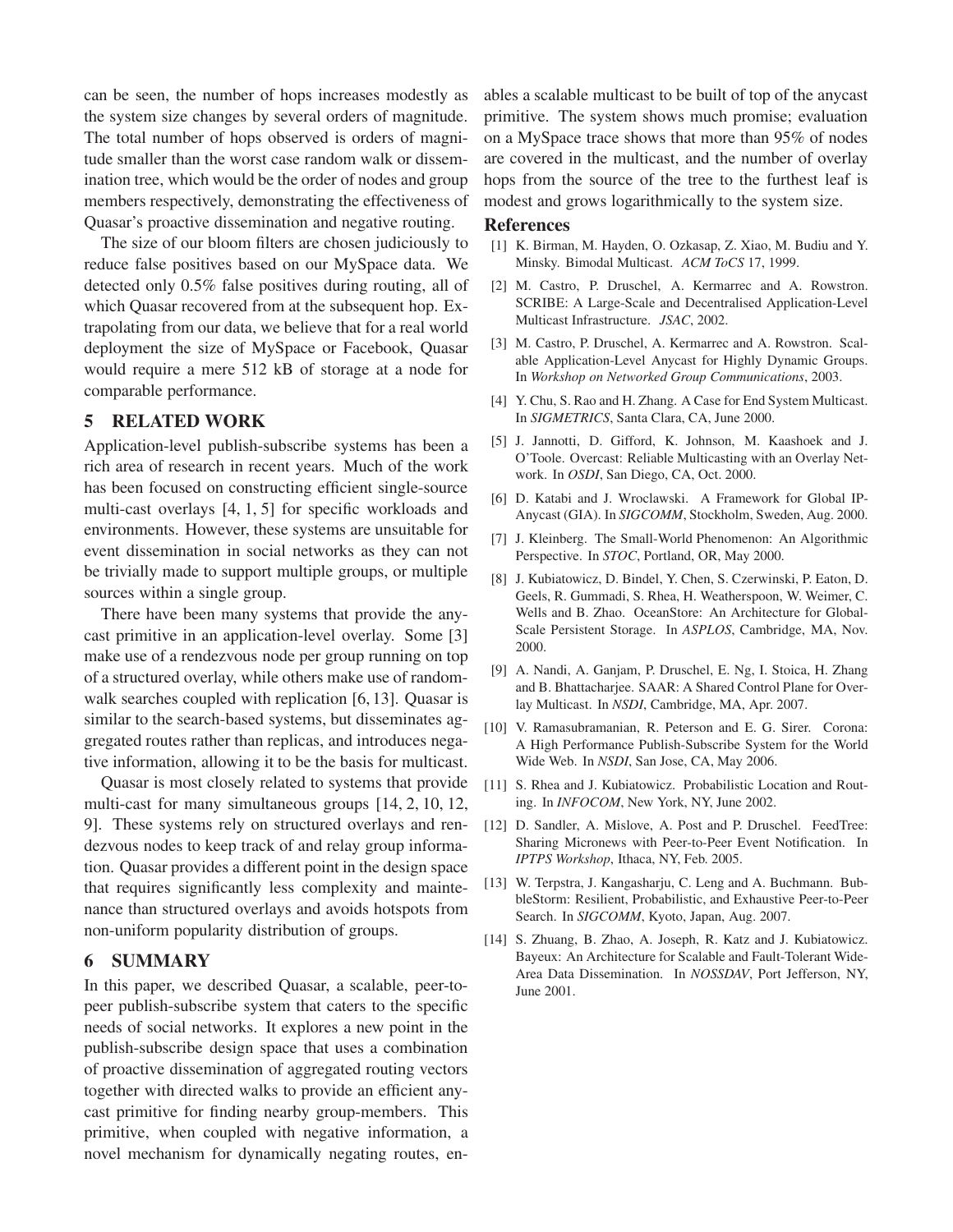can be seen, the number of hops increases modestly as the system size changes by several orders of magnitude. The total number of hops observed is orders of magnitude smaller than the worst case random walk or dissemination tree, which would be the order of nodes and group members respectively, demonstrating the effectiveness of Quasar's proactive dissemination and negative routing.

The size of our bloom filters are chosen judiciously to reduce false positives based on our MySpace data. We detected only 0.5% false positives during routing, all of which Quasar recovered from at the subsequent hop. Extrapolating from our data, we believe that for a real world deployment the size of MySpace or Facebook, Quasar would require a mere 512 kB of storage at a node for comparable performance.

## 5 RELATED WORK

Application-level publish-subscribe systems has been a rich area of research in recent years. Much of the work has been focused on constructing efficient single-source multi-cast overlays [4, 1, 5] for specific workloads and environments. However, these systems are unsuitable for event dissemination in social networks as they can not be trivially made to support multiple groups, or multiple sources within a single group.

There have been many systems that provide the anycast primitive in an application-level overlay. Some [3] make use of a rendezvous node per group running on top of a structured overlay, while others make use of random-walk searches coupled with replication [6, 13]. Quasar is similar to the search-based systems, but disseminates aggregated routes rather than replicas, and introduces negative information, allowing it to be the basis for multicast.

Quasar is most closely related to systems that provide multi-cast for many simultaneous groups [14, 2, 10, 12, 9]. These systems rely on structured overlays and rendezvous nodes to keep track of and relay group information. Quasar provides a different point in the design space that requires significantly less complexity and maintenance than structured overlays and avoids hotspots from non-uniform popularity distribution of groups.

## 6 SUMMARY

In this paper, we described Quasar, a scalable, peer-to-peer publish-subscribe system that caters to the specific needs of social networks. It explores a new point in the publish-subscribe design space that uses a combination of proactive dissemination of aggregated routing vectors together with directed walks to provide an efficient anycast primitive for finding nearby group-members. This primitive, when coupled with negative information, a novel mechanism for dynamically negating routes, enables a scalable multicast to be built of top of the anycast primitive. The system shows much promise; evaluation on a MySpace trace shows that more than 95% of nodes are covered in the multicast, and the number of overlay hops from the source of the tree to the furthest leaf is modest and grows logarithmically to the system size.

## References

[1] K. Birman, M. Hayden, O. Ozkasap, Z. Xiao, M. Budiu and Y. Minsky. Bimodal Multicast. *ACM ToCS* 17, 1999.

[2] M. Castro, P. Druschel, A. Kermarrec and A. Rowstron. SCRIBE: A Large-Scale and Decentralised Application-Level Multicast Infrastructure. *JSAC*, 2002.

[3] M. Castro, P. Druschel, A. Kermarrec and A. Rowstron. Scalable Application-Level Anycast for Highly Dynamic Groups. In *Workshop on Networked Group Communications*, 2003.

[4] Y. Chu, S. Rao and H. Zhang. A Case for End System Multicast. In *SIGMETRICS*, Santa Clara, CA, June 2000.

[5] J. Jannotti, D. Gifford, K. Johnson, M. Kaashoek and J. O'Toole. Overcast: Reliable Multicasting with an Overlay Network. In *OSDI*, San Diego, CA, Oct. 2000.

[6] D. Katabi and J. Wroclawski. A Framework for Global IP-Anycast (GIA). In *SIGCOMM*, Stockholm, Sweden, Aug. 2000.

[7] J. Kleinberg. The Small-World Phenomenon: An Algorithmic Perspective. In *STOC*, Portland, OR, May 2000.

[8] J. Kubiatowicz, D. Bindel, Y. Chen, S. Czerwinski, P. Eaton, D. Geels, R. Gummadi, S. Rhea, H. Weatherspoon, W. Weimer, C. Wells and B. Zhao. OceanStore: An Architecture for Global-Scale Persistent Storage. In *ASPLOS*, Cambridge, MA, Nov. 2000.

[9] A. Nandi, A. Ganjam, P. Druschel, E. Ng, I. Stoica, H. Zhang and B. Bhattacharjee. SAAR: A Shared Control Plane for Overlay Multicast. In *NSDI*, Cambridge, MA, Apr. 2007.

[10] V. Ramasubramanian, R. Peterson and E. G. Sirer. Corona: A High Performance Publish-Subscribe System for the World Wide Web. In *NSDI*, San Jose, CA, May 2006.

[11] S. Rhea and J. Kubiatowicz. Probabilistic Location and Routing. In *INFOCOM*, New York, NY, June 2002.

[12] D. Sandler, A. Mislove, A. Post and P. Druschel. FeedTree: Sharing Micronews with Peer-to-Peer Event Notification. In *IPTPS Workshop*, Ithaca, NY, Feb. 2005.

[13] W. Terpstra, J. Kangasharju, C. Leng and A. Buchmann. BubbleStorm: Resilient, Probabilistic, and Exhaustive Peer-to-Peer Search. In *SIGCOMM*, Kyoto, Japan, Aug. 2007.

[14] S. Zhuang, B. Zhao, A. Joseph, R. Katz and J. Kubiatowicz. Bayeux: An Architecture for Scalable and Fault-Tolerant Wide-Area Data Dissemination. In *NOSSDAV*, Port Jefferson, NY, June 2001.